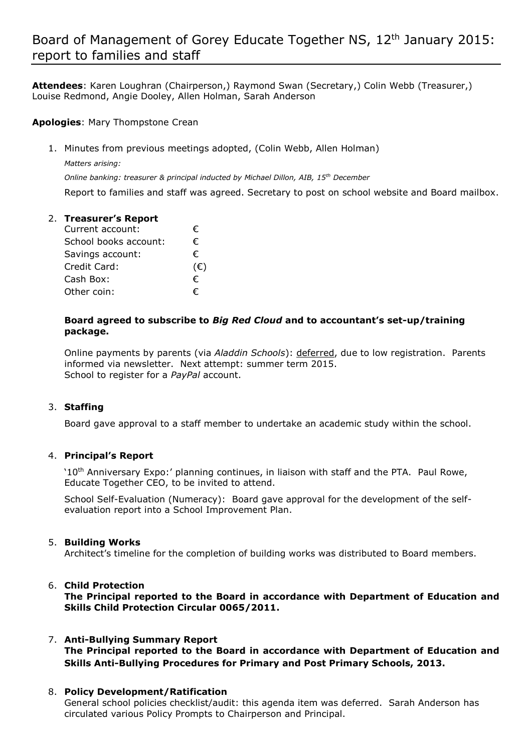# Board of Management of Gorey Educate Together NS, 12th January 2015: report to families and staff

**Attendees**: Karen Loughran (Chairperson,) Raymond Swan (Secretary,) Colin Webb (Treasurer,) Louise Redmond, Angie Dooley, Allen Holman, Sarah Anderson

**Apologies**: Mary Thompstone Crean

1. Minutes from previous meetings adopted, (Colin Webb, Allen Holman)

   *Matters arising:*

   *Online banking: treasurer & principal inducted by Michael Dillon, AIB, 15th December*

   Report to families and staff was agreed. Secretary to post on school website and Board mailbox.

2. **Treasurer's Report**

   | | |
   |---|---|
   | Current account: | € |
   | School books account: | € |
   | Savings account: | € |
   | Credit Card: | (€) |
   | Cash Box: | € |
   | Other coin: | € |

   **Board agreed to subscribe to *Big Red Cloud* and to accountant's set-up/training package.**

   Online payments by parents (via *Aladdin Schools*): deferred, due to low registration. Parents informed via newsletter. Next attempt: summer term 2015.
   School to register for a *PayPal* account.

3. **Staffing**

   Board gave approval to a staff member to undertake an academic study within the school.

4. **Principal's Report**

   '10th Anniversary Expo:' planning continues, in liaison with staff and the PTA. Paul Rowe, Educate Together CEO, to be invited to attend.

   School Self-Evaluation (Numeracy): Board gave approval for the development of the self-evaluation report into a School Improvement Plan.

5. **Building Works**

   Architect's timeline for the completion of building works was distributed to Board members.

6. **Child Protection**

   **The Principal reported to the Board in accordance with Department of Education and Skills Child Protection Circular 0065/2011.**

7. **Anti-Bullying Summary Report**

   **The Principal reported to the Board in accordance with Department of Education and Skills Anti-Bullying Procedures for Primary and Post Primary Schools, 2013.**

8. **Policy Development/Ratification**

   General school policies checklist/audit: this agenda item was deferred. Sarah Anderson has circulated various Policy Prompts to Chairperson and Principal.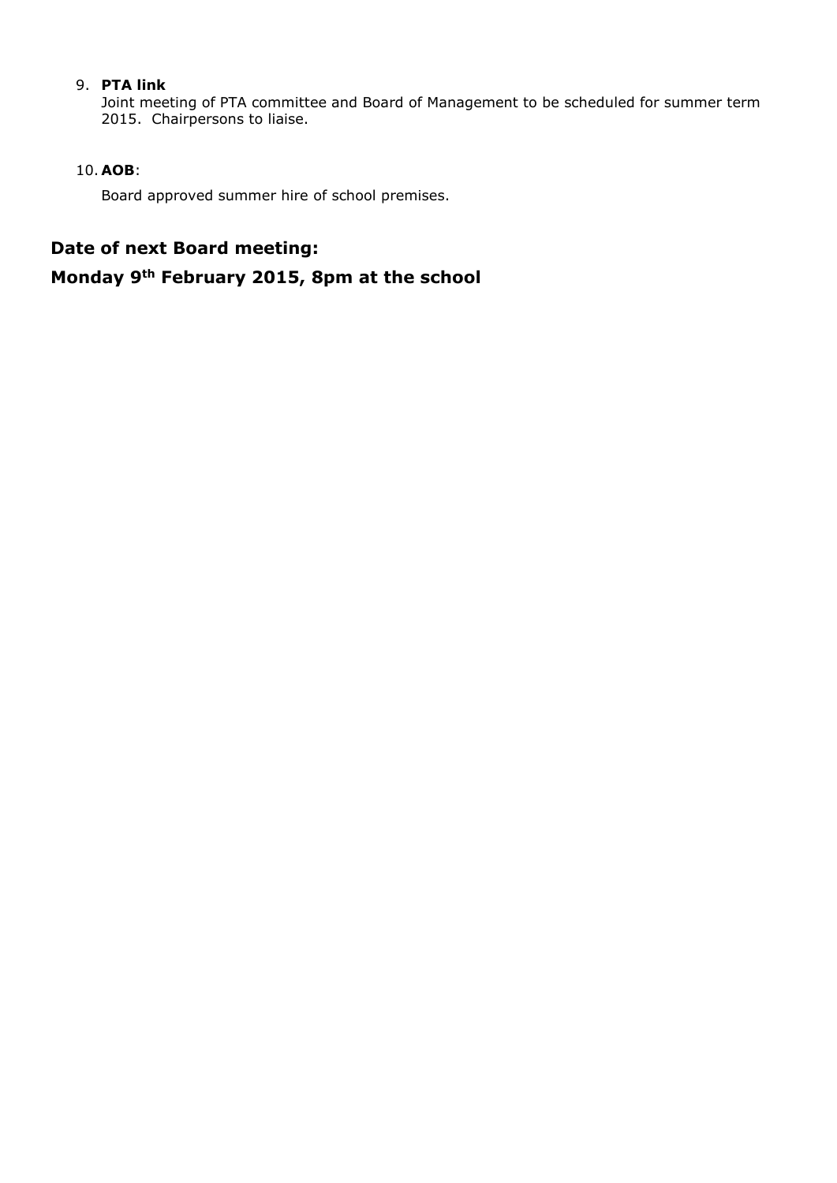9. **PTA link**
   Joint meeting of PTA committee and Board of Management to be scheduled for summer term 2015. Chairpersons to liaise.

10. **AOB**:

    Board approved summer hire of school premises.

## Date of next Board meeting:

## Monday 9th February 2015, 8pm at the school